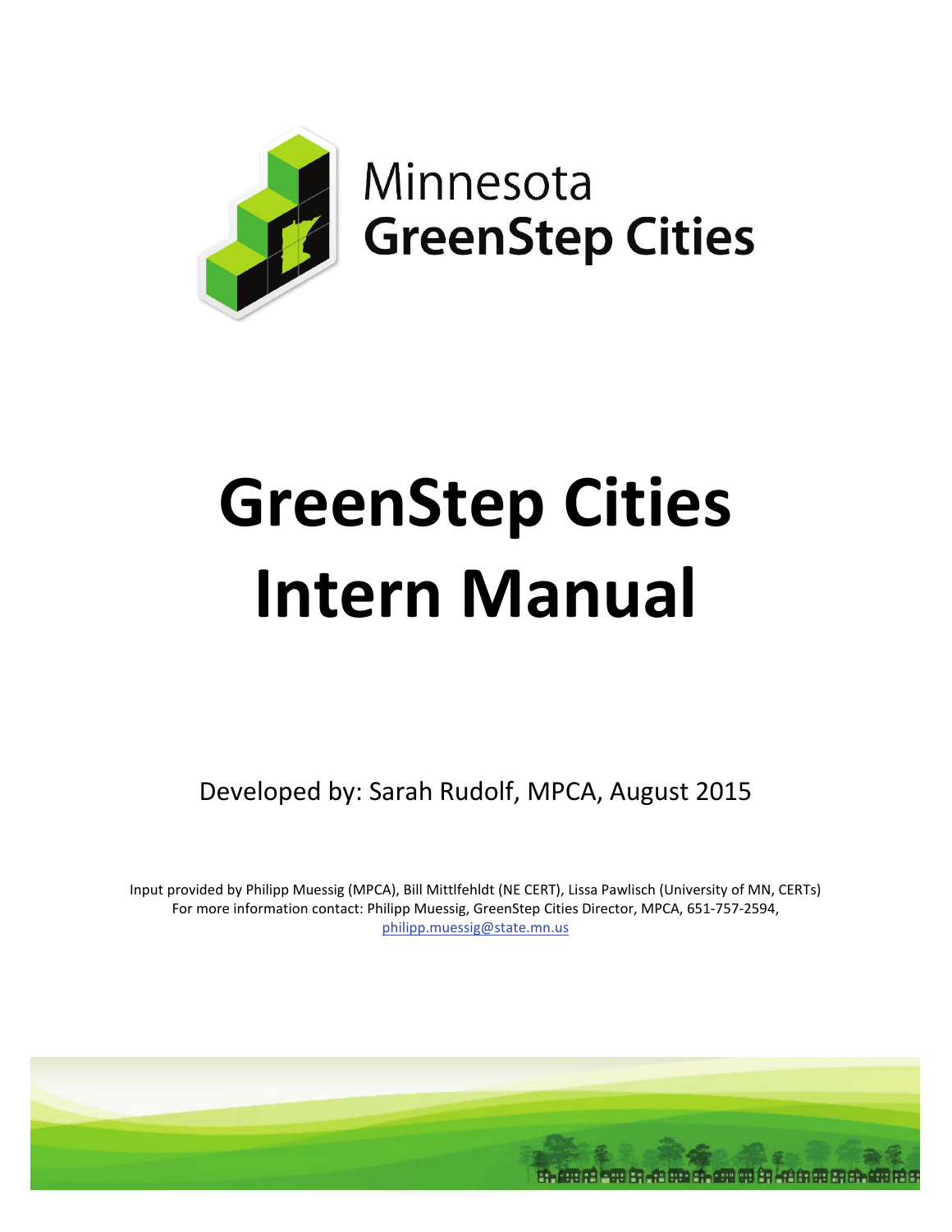Minnesota
GreenStep Cities

# GreenStep Cities Intern Manual

Developed by: Sarah Rudolf, MPCA, August 2015

Input provided by Philipp Muessig (MPCA), Bill Mittlfehldt (NE CERT), Lissa Pawlisch (University of MN, CERTs)
For more information contact: Philipp Muessig, GreenStep Cities Director, MPCA, 651-757-2594, philipp.muessig@state.mn.us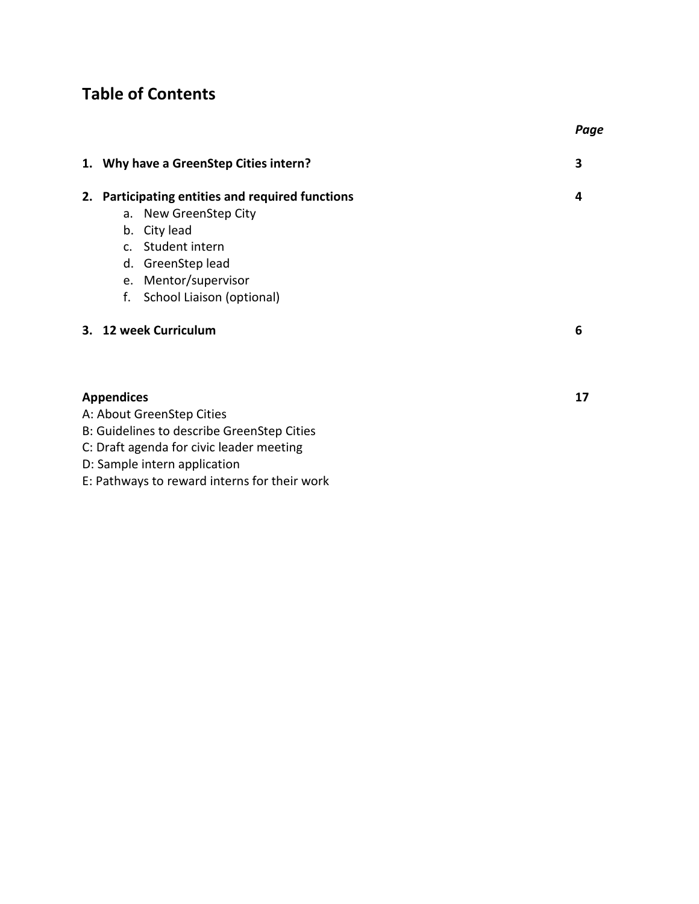## Table of Contents

| | *Page* |
|---|---|
| **1. Why have a GreenStep Cities intern?** | **3** |
| **2. Participating entities and required functions** | **4** |
| a. New GreenStep City | |
| b. City lead | |
| c. Student intern | |
| d. GreenStep lead | |
| e. Mentor/supervisor | |
| f. School Liaison (optional) | |
| **3. 12 week Curriculum** | **6** |
| **Appendices** | **17** |
| A: About GreenStep Cities | |
| B: Guidelines to describe GreenStep Cities | |
| C: Draft agenda for civic leader meeting | |
| D: Sample intern application | |
| E: Pathways to reward interns for their work | |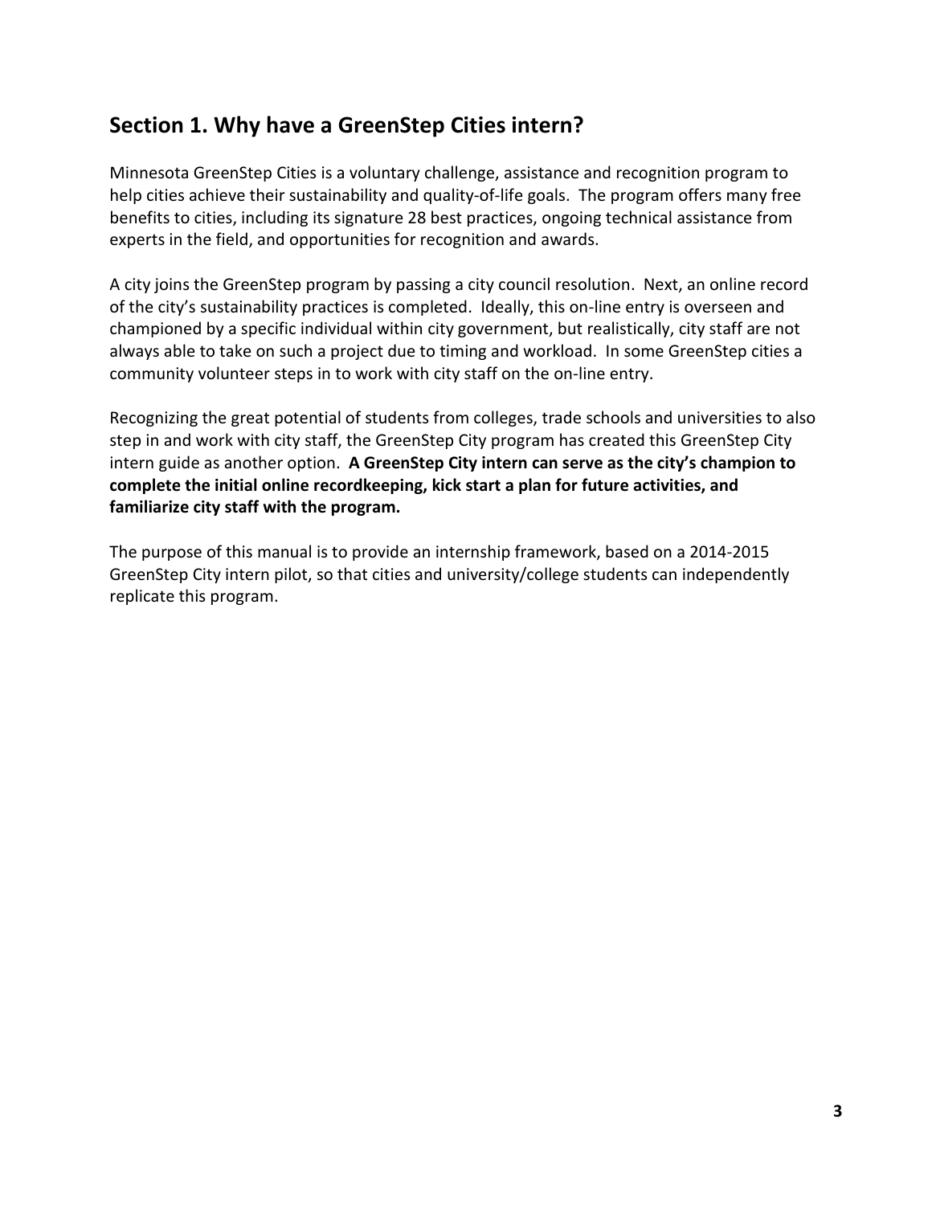## Section 1. Why have a GreenStep Cities intern?

Minnesota GreenStep Cities is a voluntary challenge, assistance and recognition program to help cities achieve their sustainability and quality-of-life goals. The program offers many free benefits to cities, including its signature 28 best practices, ongoing technical assistance from experts in the field, and opportunities for recognition and awards.

A city joins the GreenStep program by passing a city council resolution. Next, an online record of the city's sustainability practices is completed. Ideally, this on-line entry is overseen and championed by a specific individual within city government, but realistically, city staff are not always able to take on such a project due to timing and workload. In some GreenStep cities a community volunteer steps in to work with city staff on the on-line entry.

Recognizing the great potential of students from colleges, trade schools and universities to also step in and work with city staff, the GreenStep City program has created this GreenStep City intern guide as another option. **A GreenStep City intern can serve as the city's champion to complete the initial online recordkeeping, kick start a plan for future activities, and familiarize city staff with the program.**

The purpose of this manual is to provide an internship framework, based on a 2014-2015 GreenStep City intern pilot, so that cities and university/college students can independently replicate this program.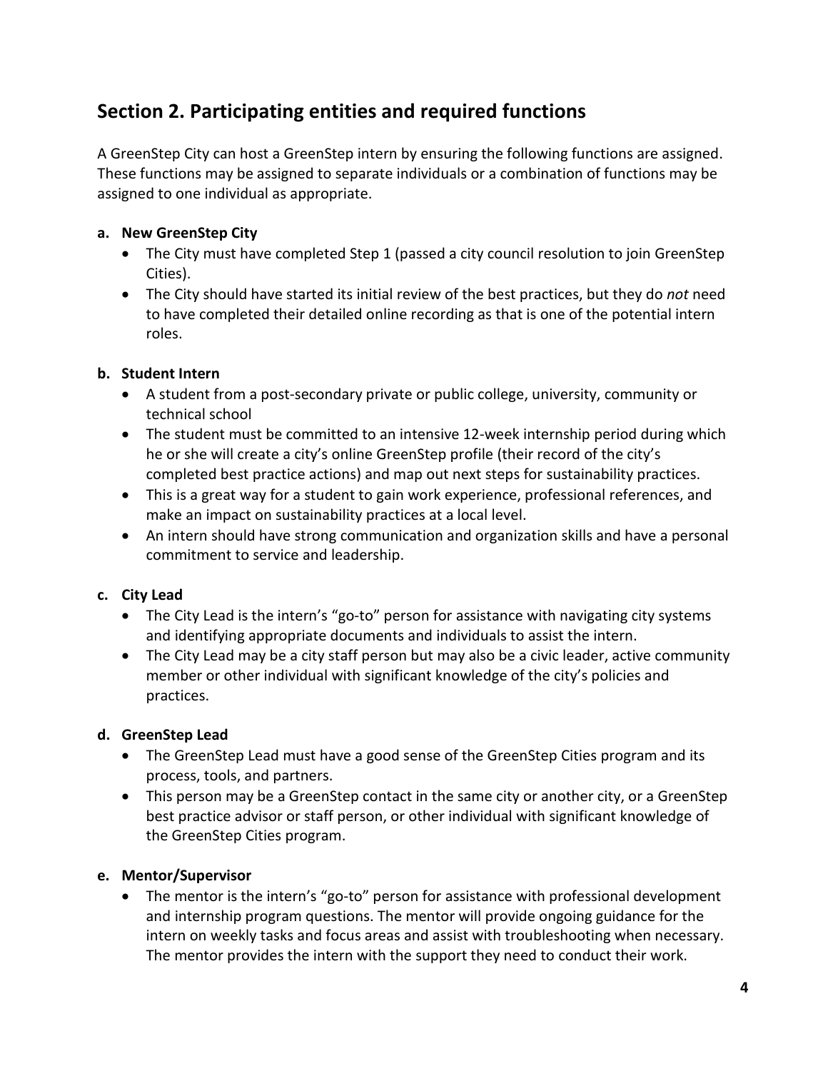## Section 2. Participating entities and required functions

A GreenStep City can host a GreenStep intern by ensuring the following functions are assigned. These functions may be assigned to separate individuals or a combination of functions may be assigned to one individual as appropriate.

**a. New GreenStep City**

- The City must have completed Step 1 (passed a city council resolution to join GreenStep Cities).
- The City should have started its initial review of the best practices, but they do *not* need to have completed their detailed online recording as that is one of the potential intern roles.

**b. Student Intern**

- A student from a post-secondary private or public college, university, community or technical school
- The student must be committed to an intensive 12-week internship period during which he or she will create a city's online GreenStep profile (their record of the city's completed best practice actions) and map out next steps for sustainability practices.
- This is a great way for a student to gain work experience, professional references, and make an impact on sustainability practices at a local level.
- An intern should have strong communication and organization skills and have a personal commitment to service and leadership.

**c. City Lead**

- The City Lead is the intern's "go-to" person for assistance with navigating city systems and identifying appropriate documents and individuals to assist the intern.
- The City Lead may be a city staff person but may also be a civic leader, active community member or other individual with significant knowledge of the city's policies and practices.

**d. GreenStep Lead**

- The GreenStep Lead must have a good sense of the GreenStep Cities program and its process, tools, and partners.
- This person may be a GreenStep contact in the same city or another city, or a GreenStep best practice advisor or staff person, or other individual with significant knowledge of the GreenStep Cities program.

**e. Mentor/Supervisor**

- The mentor is the intern's "go-to" person for assistance with professional development and internship program questions. The mentor will provide ongoing guidance for the intern on weekly tasks and focus areas and assist with troubleshooting when necessary. The mentor provides the intern with the support they need to conduct their work.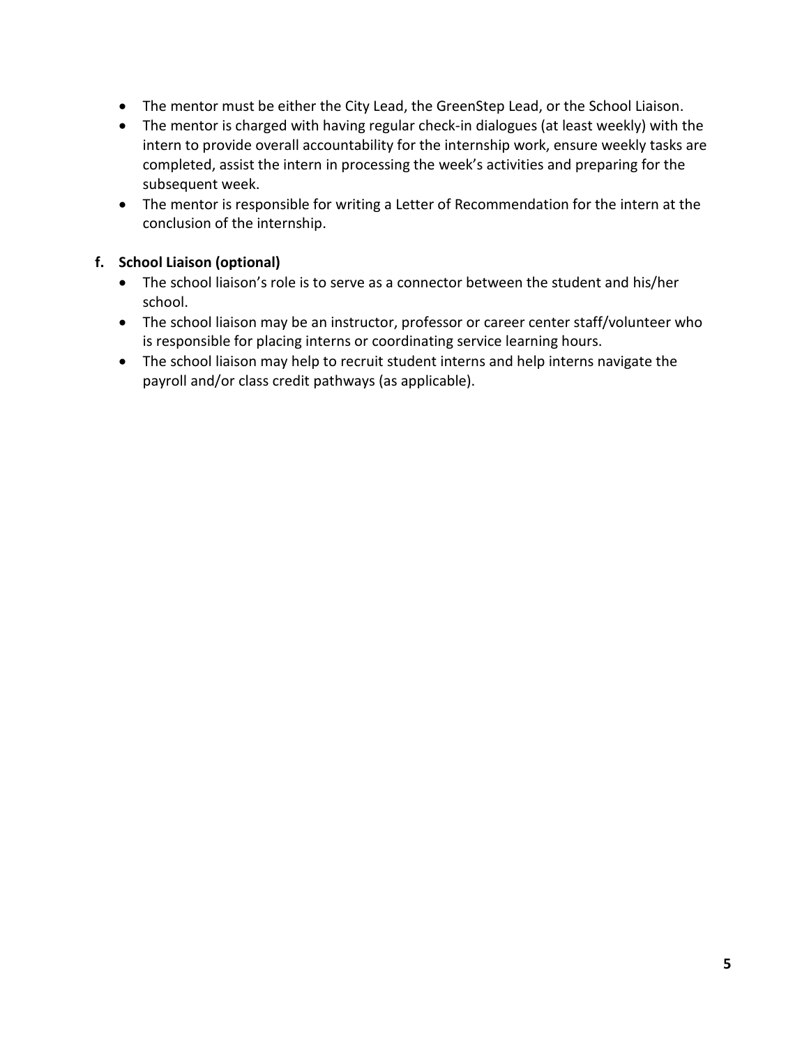- The mentor must be either the City Lead, the GreenStep Lead, or the School Liaison.
- The mentor is charged with having regular check-in dialogues (at least weekly) with the intern to provide overall accountability for the internship work, ensure weekly tasks are completed, assist the intern in processing the week's activities and preparing for the subsequent week.
- The mentor is responsible for writing a Letter of Recommendation for the intern at the conclusion of the internship.

**f. School Liaison (optional)**

- The school liaison's role is to serve as a connector between the student and his/her school.
- The school liaison may be an instructor, professor or career center staff/volunteer who is responsible for placing interns or coordinating service learning hours.
- The school liaison may help to recruit student interns and help interns navigate the payroll and/or class credit pathways (as applicable).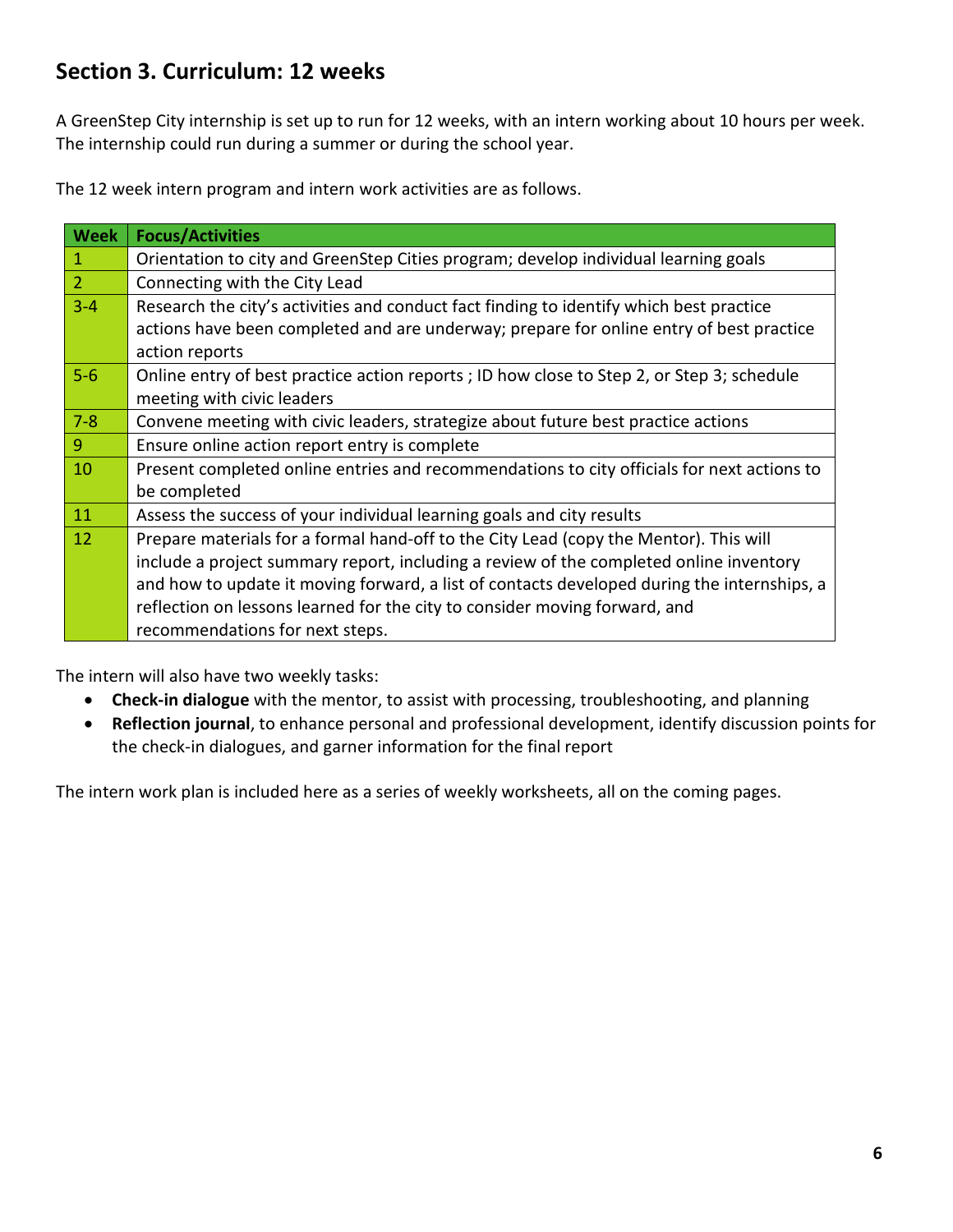## Section 3. Curriculum: 12 weeks

A GreenStep City internship is set up to run for 12 weeks, with an intern working about 10 hours per week. The internship could run during a summer or during the school year.

The 12 week intern program and intern work activities are as follows.

| Week | Focus/Activities |
| --- | --- |
| 1 | Orientation to city and GreenStep Cities program; develop individual learning goals |
| 2 | Connecting with the City Lead |
| 3-4 | Research the city's activities and conduct fact finding to identify which best practice actions have been completed and are underway; prepare for online entry of best practice action reports |
| 5-6 | Online entry of best practice action reports ; ID how close to Step 2, or Step 3; schedule meeting with civic leaders |
| 7-8 | Convene meeting with civic leaders, strategize about future best practice actions |
| 9 | Ensure online action report entry is complete |
| 10 | Present completed online entries and recommendations to city officials for next actions to be completed |
| 11 | Assess the success of your individual learning goals and city results |
| 12 | Prepare materials for a formal hand-off to the City Lead (copy the Mentor). This will include a project summary report, including a review of the completed online inventory and how to update it moving forward, a list of contacts developed during the internships, a reflection on lessons learned for the city to consider moving forward, and recommendations for next steps. |

The intern will also have two weekly tasks:

- **Check-in dialogue** with the mentor, to assist with processing, troubleshooting, and planning
- **Reflection journal**, to enhance personal and professional development, identify discussion points for the check-in dialogues, and garner information for the final report

The intern work plan is included here as a series of weekly worksheets, all on the coming pages.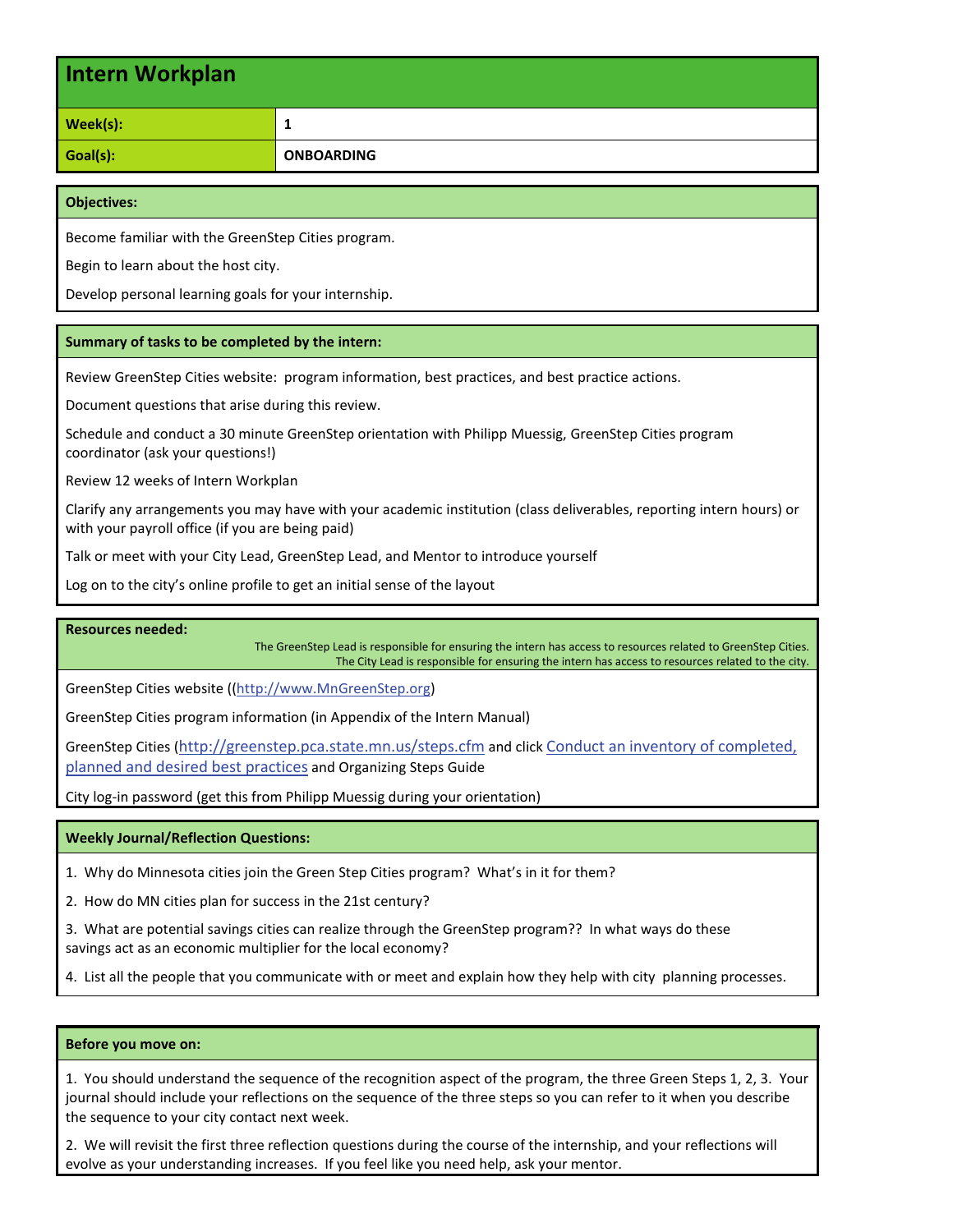# Intern Workplan

| Week(s): | 1 |
| --- | --- |
| Goal(s): | ONBOARDING |

### Objectives:

Become familiar with the GreenStep Cities program.

Begin to learn about the host city.

Develop personal learning goals for your internship.

### Summary of tasks to be completed by the intern:

Review GreenStep Cities website: program information, best practices, and best practice actions.

Document questions that arise during this review.

Schedule and conduct a 30 minute GreenStep orientation with Philipp Muessig, GreenStep Cities program coordinator (ask your questions!)

Review 12 weeks of Intern Workplan

Clarify any arrangements you may have with your academic institution (class deliverables, reporting intern hours) or with your payroll office (if you are being paid)

Talk or meet with your City Lead, GreenStep Lead, and Mentor to introduce yourself

Log on to the city's online profile to get an initial sense of the layout

### Resources needed:

The GreenStep Lead is responsible for ensuring the intern has access to resources related to GreenStep Cities.
The City Lead is responsible for ensuring the intern has access to resources related to the city.

GreenStep Cities website ((http://www.MnGreenStep.org)

GreenStep Cities program information (in Appendix of the Intern Manual)

GreenStep Cities (http://greenstep.pca.state.mn.us/steps.cfm and click Conduct an inventory of completed, planned and desired best practices and Organizing Steps Guide

City log-in password (get this from Philipp Muessig during your orientation)

### Weekly Journal/Reflection Questions:

1. Why do Minnesota cities join the Green Step Cities program? What's in it for them?
2. How do MN cities plan for success in the 21st century?
3. What are potential savings cities can realize through the GreenStep program?? In what ways do these savings act as an economic multiplier for the local economy?
4. List all the people that you communicate with or meet and explain how they help with city planning processes.

### Before you move on:

1. You should understand the sequence of the recognition aspect of the program, the three Green Steps 1, 2, 3. Your journal should include your reflections on the sequence of the three steps so you can refer to it when you describe the sequence to your city contact next week.
2. We will revisit the first three reflection questions during the course of the internship, and your reflections will evolve as your understanding increases. If you feel like you need help, ask your mentor.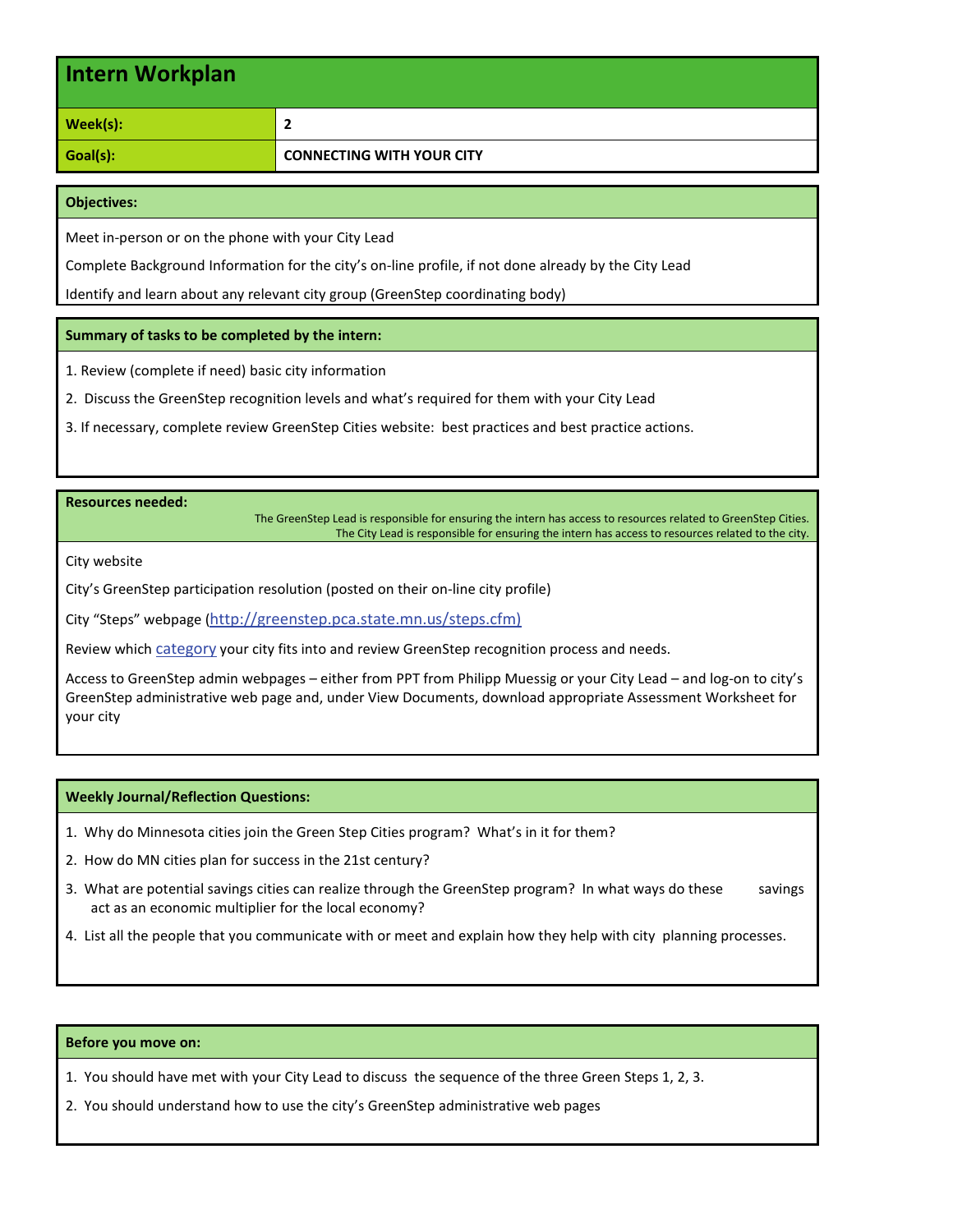# Intern Workplan

| Week(s): | 2 |
| --- | --- |
| Goal(s): | CONNECTING WITH YOUR CITY |

## Objectives:

Meet in-person or on the phone with your City Lead

Complete Background Information for the city's on-line profile, if not done already by the City Lead

Identify and learn about any relevant city group (GreenStep coordinating body)

## Summary of tasks to be completed by the intern:

1. Review (complete if need) basic city information
2. Discuss the GreenStep recognition levels and what's required for them with your City Lead
3. If necessary, complete review GreenStep Cities website: best practices and best practice actions.

## Resources needed:

The GreenStep Lead is responsible for ensuring the intern has access to resources related to GreenStep Cities.
The City Lead is responsible for ensuring the intern has access to resources related to the city.

City website

City's GreenStep participation resolution (posted on their on-line city profile)

City "Steps" webpage (http://greenstep.pca.state.mn.us/steps.cfm)

Review which category your city fits into and review GreenStep recognition process and needs.

Access to GreenStep admin webpages – either from PPT from Philipp Muessig or your City Lead – and log-on to city's GreenStep administrative web page and, under View Documents, download appropriate Assessment Worksheet for your city

## Weekly Journal/Reflection Questions:

1. Why do Minnesota cities join the Green Step Cities program? What's in it for them?
2. How do MN cities plan for success in the 21st century?
3. What are potential savings cities can realize through the GreenStep program? In what ways do these savings act as an economic multiplier for the local economy?
4. List all the people that you communicate with or meet and explain how they help with city planning processes.

## Before you move on:

1. You should have met with your City Lead to discuss the sequence of the three Green Steps 1, 2, 3.
2. You should understand how to use the city's GreenStep administrative web pages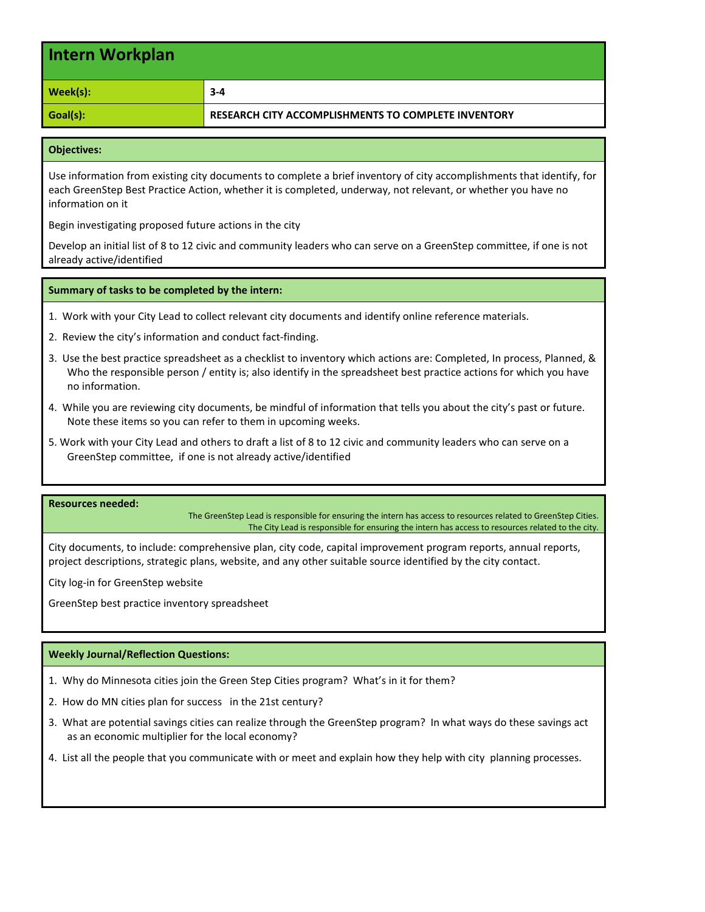# Intern Workplan

| | |
|---|---|
| **Week(s):** | **3-4** |
| **Goal(s):** | **RESEARCH CITY ACCOMPLISHMENTS TO COMPLETE INVENTORY** |

## Objectives:

Use information from existing city documents to complete a brief inventory of city accomplishments that identify, for each GreenStep Best Practice Action, whether it is completed, underway, not relevant, or whether you have no information on it

Begin investigating proposed future actions in the city

Develop an initial list of 8 to 12 civic and community leaders who can serve on a GreenStep committee, if one is not already active/identified

## Summary of tasks to be completed by the intern:

1. Work with your City Lead to collect relevant city documents and identify online reference materials.
2. Review the city's information and conduct fact-finding.
3. Use the best practice spreadsheet as a checklist to inventory which actions are: Completed, In process, Planned, & Who the responsible person / entity is; also identify in the spreadsheet best practice actions for which you have no information.
4. While you are reviewing city documents, be mindful of information that tells you about the city's past or future. Note these items so you can refer to them in upcoming weeks.
5. Work with your City Lead and others to draft a list of 8 to 12 civic and community leaders who can serve on a GreenStep committee, if one is not already active/identified

## Resources needed:

The GreenStep Lead is responsible for ensuring the intern has access to resources related to GreenStep Cities.
The City Lead is responsible for ensuring the intern has access to resources related to the city.

City documents, to include: comprehensive plan, city code, capital improvement program reports, annual reports, project descriptions, strategic plans, website, and any other suitable source identified by the city contact.

City log-in for GreenStep website

GreenStep best practice inventory spreadsheet

## Weekly Journal/Reflection Questions:

1. Why do Minnesota cities join the Green Step Cities program? What's in it for them?
2. How do MN cities plan for success in the 21st century?
3. What are potential savings cities can realize through the GreenStep program? In what ways do these savings act as an economic multiplier for the local economy?
4. List all the people that you communicate with or meet and explain how they help with city planning processes.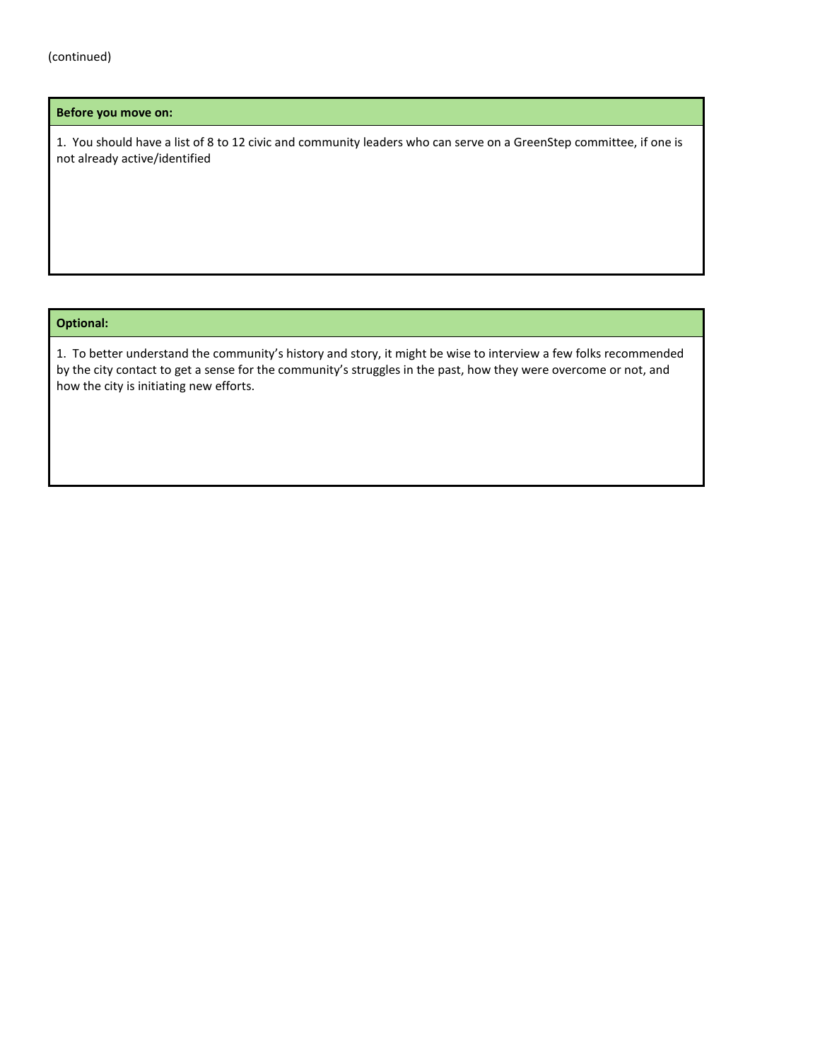(continued)

| Before you move on: |
| --- |
| 1. You should have a list of 8 to 12 civic and community leaders who can serve on a GreenStep committee, if one is not already active/identified |

| Optional: |
| --- |
| 1. To better understand the community's history and story, it might be wise to interview a few folks recommended by the city contact to get a sense for the community's struggles in the past, how they were overcome or not, and how the city is initiating new efforts. |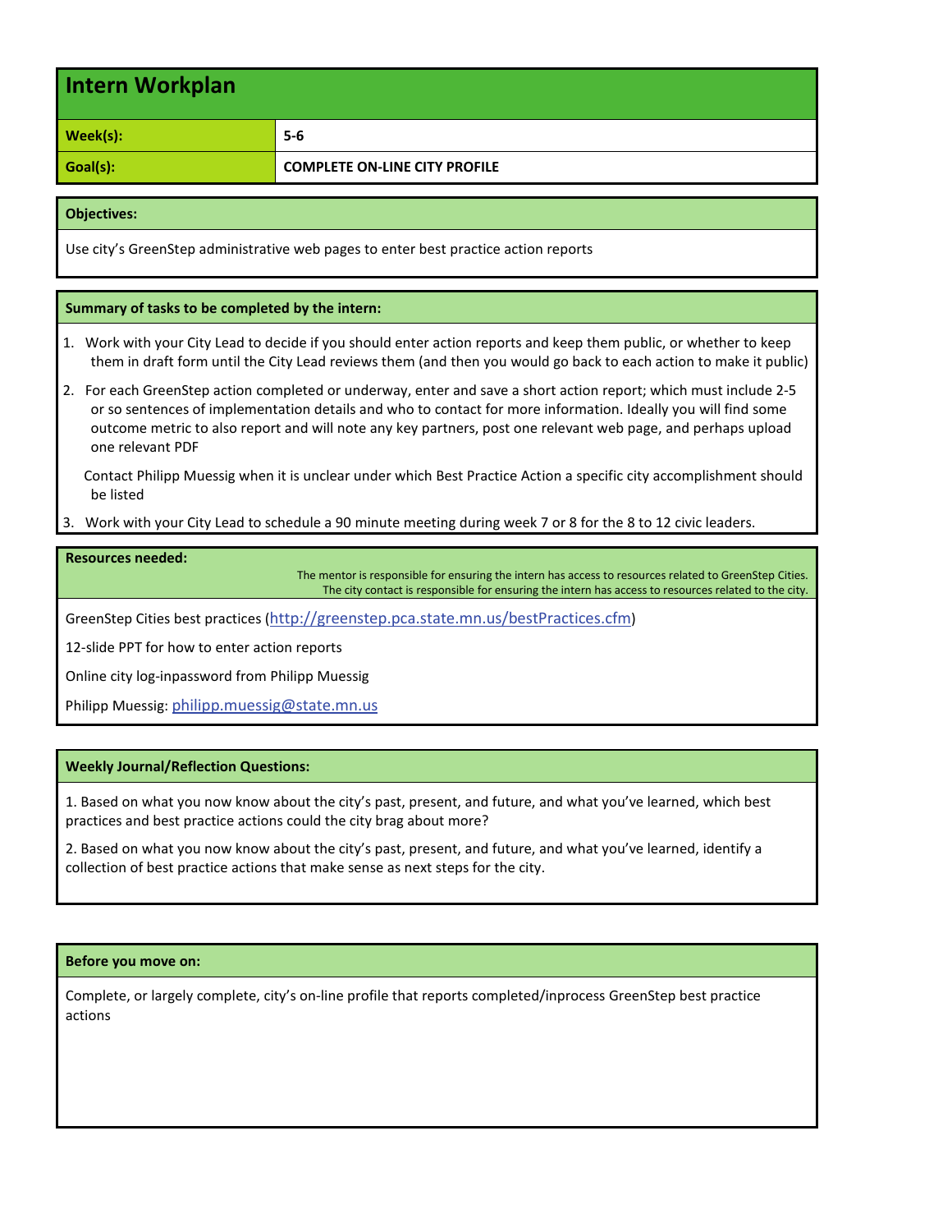# Intern Workplan

| | |
|---|---|
| **Week(s):** | **5-6** |
| **Goal(s):** | **COMPLETE ON-LINE CITY PROFILE** |

## Objectives:

Use city's GreenStep administrative web pages to enter best practice action reports

## Summary of tasks to be completed by the intern:

1. Work with your City Lead to decide if you should enter action reports and keep them public, or whether to keep them in draft form until the City Lead reviews them (and then you would go back to each action to make it public)
2. For each GreenStep action completed or underway, enter and save a short action report; which must include 2-5 or so sentences of implementation details and who to contact for more information. Ideally you will find some outcome metric to also report and will note any key partners, post one relevant web page, and perhaps upload one relevant PDF

   Contact Philipp Muessig when it is unclear under which Best Practice Action a specific city accomplishment should be listed
3. Work with your City Lead to schedule a 90 minute meeting during week 7 or 8 for the 8 to 12 civic leaders.

## Resources needed:

The mentor is responsible for ensuring the intern has access to resources related to GreenStep Cities.
The city contact is responsible for ensuring the intern has access to resources related to the city.

GreenStep Cities best practices (http://greenstep.pca.state.mn.us/bestPractices.cfm)

12-slide PPT for how to enter action reports

Online city log-inpassword from Philipp Muessig

Philipp Muessig: philipp.muessig@state.mn.us

## Weekly Journal/Reflection Questions:

1. Based on what you now know about the city's past, present, and future, and what you've learned, which best practices and best practice actions could the city brag about more?

2. Based on what you now know about the city's past, present, and future, and what you've learned, identify a collection of best practice actions that make sense as next steps for the city.

## Before you move on:

Complete, or largely complete, city's on-line profile that reports completed/inprocess GreenStep best practice actions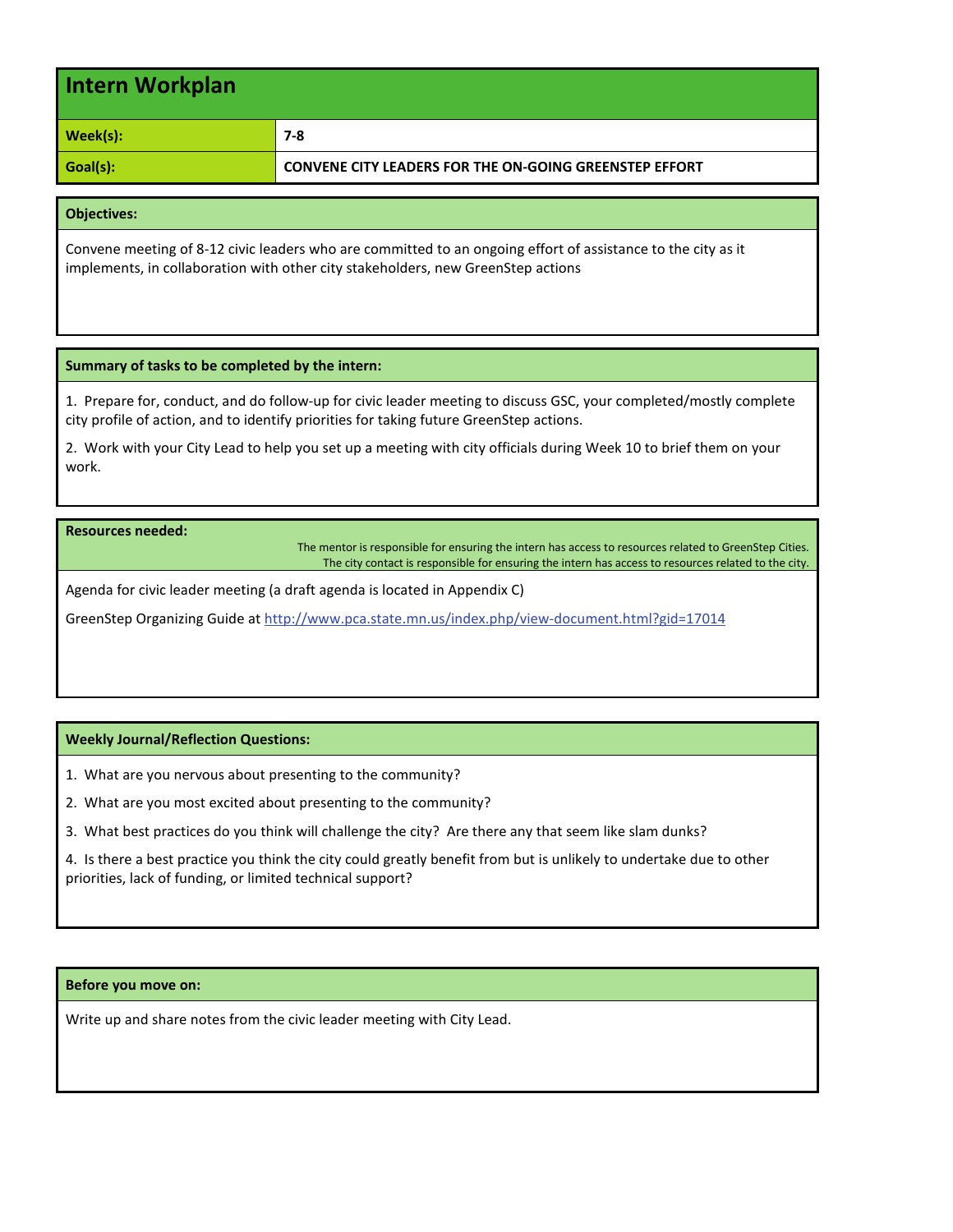# Intern Workplan

| | |
|---|---|
| **Week(s):** | **7-8** |
| **Goal(s):** | **CONVENE CITY LEADERS FOR THE ON-GOING GREENSTEP EFFORT** |

**Objectives:**

Convene meeting of 8-12 civic leaders who are committed to an ongoing effort of assistance to the city as it implements, in collaboration with other city stakeholders, new GreenStep actions

**Summary of tasks to be completed by the intern:**

1. Prepare for, conduct, and do follow-up for civic leader meeting to discuss GSC, your completed/mostly complete city profile of action, and to identify priorities for taking future GreenStep actions.

2. Work with your City Lead to help you set up a meeting with city officials during Week 10 to brief them on your work.

**Resources needed:**

The mentor is responsible for ensuring the intern has access to resources related to GreenStep Cities.
The city contact is responsible for ensuring the intern has access to resources related to the city.

Agenda for civic leader meeting (a draft agenda is located in Appendix C)

GreenStep Organizing Guide at [http://www.pca.state.mn.us/index.php/view-document.html?gid=17014](http://www.pca.state.mn.us/index.php/view-document.html?gid=17014)

**Weekly Journal/Reflection Questions:**

1. What are you nervous about presenting to the community?

2. What are you most excited about presenting to the community?

3. What best practices do you think will challenge the city? Are there any that seem like slam dunks?

4. Is there a best practice you think the city could greatly benefit from but is unlikely to undertake due to other priorities, lack of funding, or limited technical support?

**Before you move on:**

Write up and share notes from the civic leader meeting with City Lead.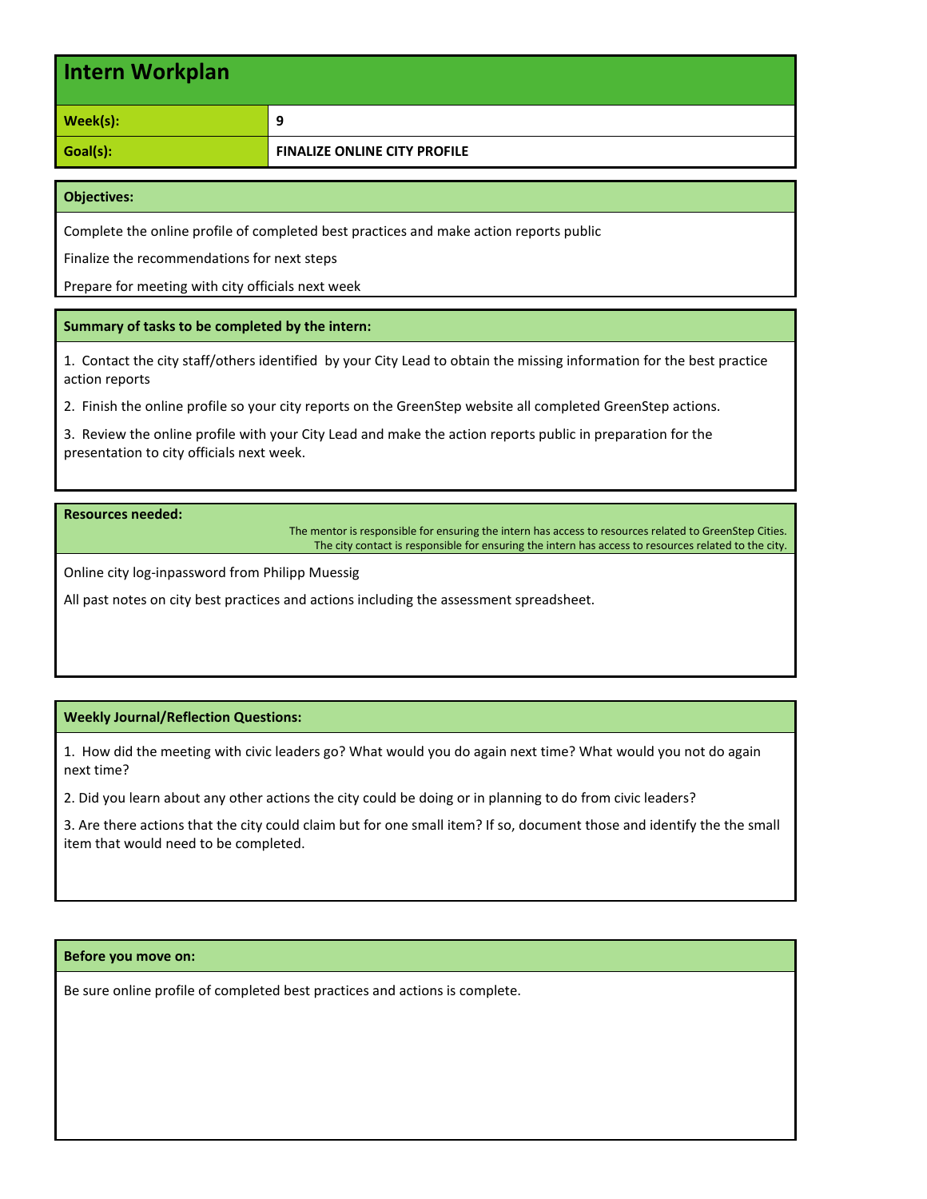# Intern Workplan

| | |
|---|---|
| **Week(s):** | **9** |
| **Goal(s):** | **FINALIZE ONLINE CITY PROFILE** |

### Objectives:

Complete the online profile of completed best practices and make action reports public

Finalize the recommendations for next steps

Prepare for meeting with city officials next week

### Summary of tasks to be completed by the intern:

1. Contact the city staff/others identified by your City Lead to obtain the missing information for the best practice action reports

2. Finish the online profile so your city reports on the GreenStep website all completed GreenStep actions.

3. Review the online profile with your City Lead and make the action reports public in preparation for the presentation to city officials next week.

### Resources needed:

The mentor is responsible for ensuring the intern has access to resources related to GreenStep Cities.
The city contact is responsible for ensuring the intern has access to resources related to the city.

Online city log-inpassword from Philipp Muessig

All past notes on city best practices and actions including the assessment spreadsheet.

### Weekly Journal/Reflection Questions:

1. How did the meeting with civic leaders go? What would you do again next time? What would you not do again next time?

2. Did you learn about any other actions the city could be doing or in planning to do from civic leaders?

3. Are there actions that the city could claim but for one small item? If so, document those and identify the the small item that would need to be completed.

### Before you move on:

Be sure online profile of completed best practices and actions is complete.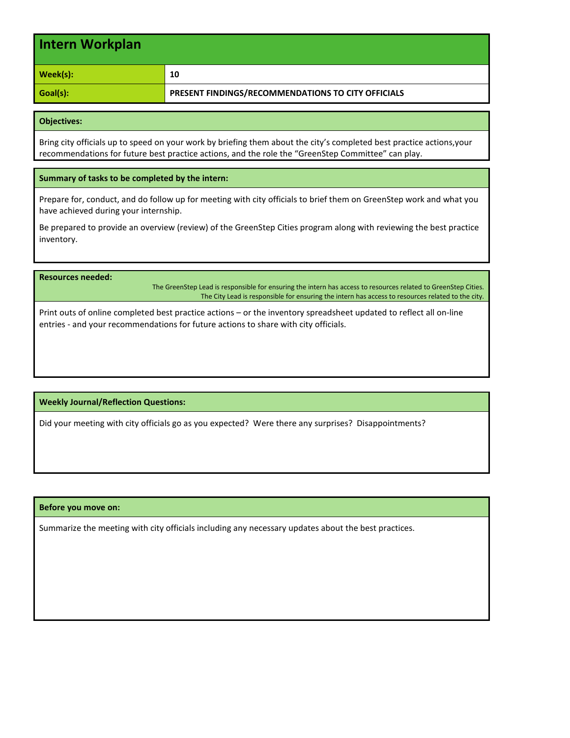# Intern Workplan

| | |
|---|---|
| **Week(s):** | **10** |
| **Goal(s):** | **PRESENT FINDINGS/RECOMMENDATIONS TO CITY OFFICIALS** |

**Objectives:**

Bring city officials up to speed on your work by briefing them about the city's completed best practice actions,your recommendations for future best practice actions, and the role the "GreenStep Committee" can play.

**Summary of tasks to be completed by the intern:**

Prepare for, conduct, and do follow up for meeting with city officials to brief them on GreenStep work and what you have achieved during your internship.

Be prepared to provide an overview (review) of the GreenStep Cities program along with reviewing the best practice inventory.

**Resources needed:**

The GreenStep Lead is responsible for ensuring the intern has access to resources related to GreenStep Cities.
The City Lead is responsible for ensuring the intern has access to resources related to the city.

Print outs of online completed best practice actions – or the inventory spreadsheet updated to reflect all on-line entries - and your recommendations for future actions to share with city officials.

**Weekly Journal/Reflection Questions:**

Did your meeting with city officials go as you expected? Were there any surprises? Disappointments?

**Before you move on:**

Summarize the meeting with city officials including any necessary updates about the best practices.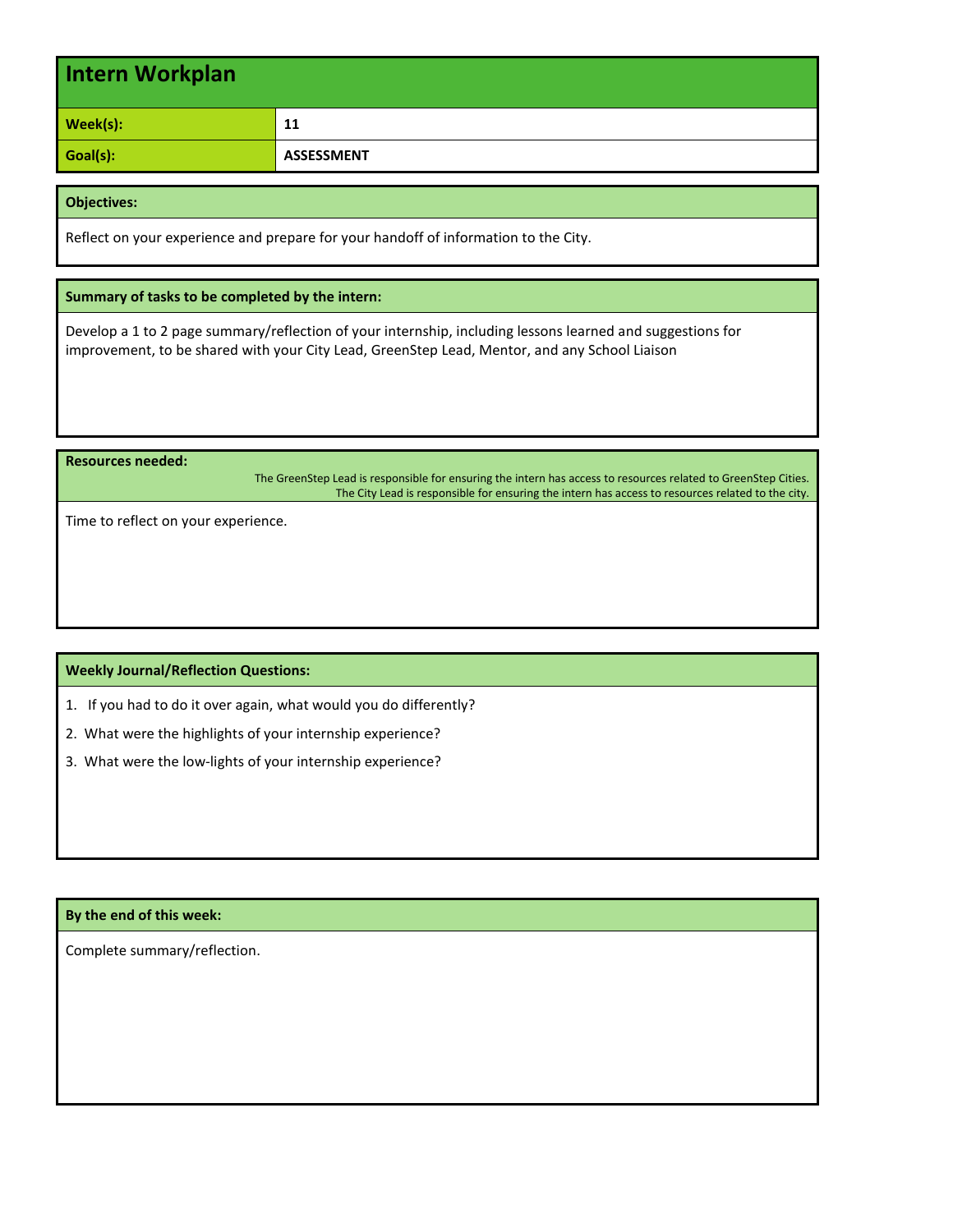# Intern Workplan

| | |
|---|---|
| **Week(s):** | **11** |
| **Goal(s):** | **ASSESSMENT** |

**Objectives:**

Reflect on your experience and prepare for your handoff of information to the City.

**Summary of tasks to be completed by the intern:**

Develop a 1 to 2 page summary/reflection of your internship, including lessons learned and suggestions for improvement, to be shared with your City Lead, GreenStep Lead, Mentor, and any School Liaison

**Resources needed:**

The GreenStep Lead is responsible for ensuring the intern has access to resources related to GreenStep Cities.
The City Lead is responsible for ensuring the intern has access to resources related to the city.

Time to reflect on your experience.

**Weekly Journal/Reflection Questions:**

1. If you had to do it over again, what would you do differently?
2. What were the highlights of your internship experience?
3. What were the low-lights of your internship experience?

**By the end of this week:**

Complete summary/reflection.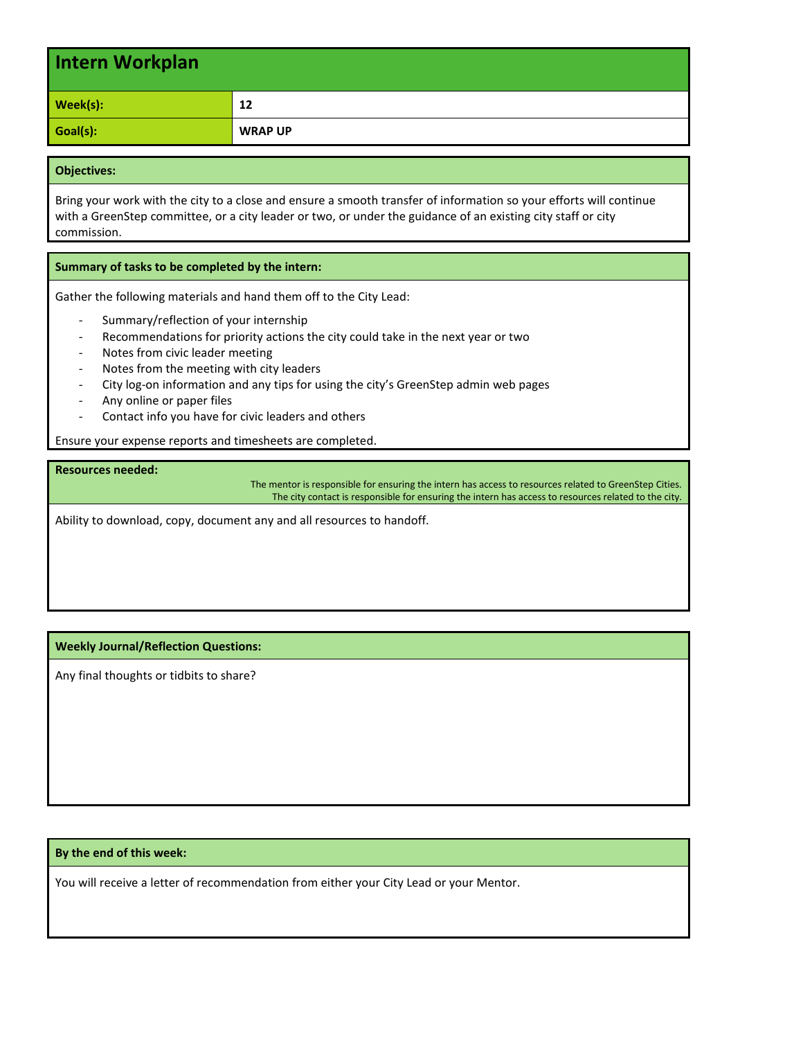## Intern Workplan

| | |
|---|---|
| **Week(s):** | **12** |
| **Goal(s):** | **WRAP UP** |

**Objectives:**

Bring your work with the city to a close and ensure a smooth transfer of information so your efforts will continue with a GreenStep committee, or a city leader or two, or under the guidance of an existing city staff or city commission.

**Summary of tasks to be completed by the intern:**

Gather the following materials and hand them off to the City Lead:

- Summary/reflection of your internship
- Recommendations for priority actions the city could take in the next year or two
- Notes from civic leader meeting
- Notes from the meeting with city leaders
- City log-on information and any tips for using the city's GreenStep admin web pages
- Any online or paper files
- Contact info you have for civic leaders and others

Ensure your expense reports and timesheets are completed.

**Resources needed:**

The mentor is responsible for ensuring the intern has access to resources related to GreenStep Cities.
The city contact is responsible for ensuring the intern has access to resources related to the city.

Ability to download, copy, document any and all resources to handoff.

**Weekly Journal/Reflection Questions:**

Any final thoughts or tidbits to share?

**By the end of this week:**

You will receive a letter of recommendation from either your City Lead or your Mentor.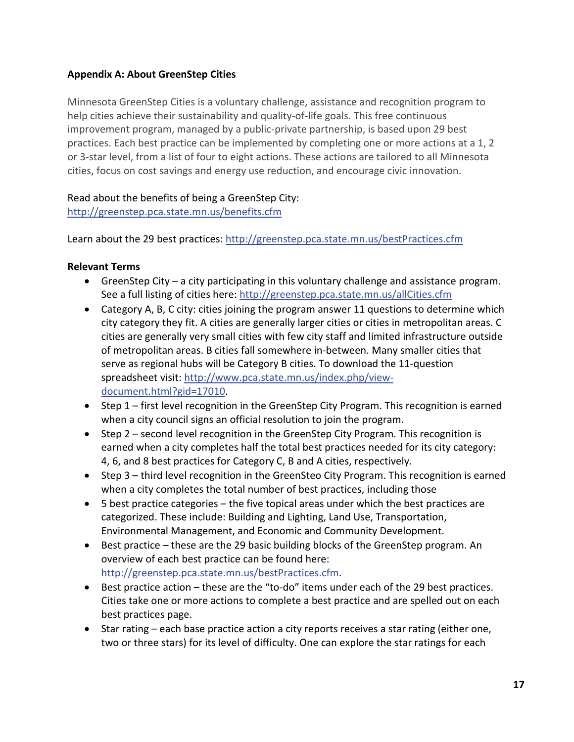**Appendix A: About GreenStep Cities**

Minnesota GreenStep Cities is a voluntary challenge, assistance and recognition program to help cities achieve their sustainability and quality-of-life goals. This free continuous improvement program, managed by a public-private partnership, is based upon 29 best practices. Each best practice can be implemented by completing one or more actions at a 1, 2 or 3-star level, from a list of four to eight actions. These actions are tailored to all Minnesota cities, focus on cost savings and energy use reduction, and encourage civic innovation.

Read about the benefits of being a GreenStep City: http://greenstep.pca.state.mn.us/benefits.cfm

Learn about the 29 best practices: http://greenstep.pca.state.mn.us/bestPractices.cfm

**Relevant Terms**

- GreenStep City – a city participating in this voluntary challenge and assistance program. See a full listing of cities here: http://greenstep.pca.state.mn.us/allCities.cfm
- Category A, B, C city: cities joining the program answer 11 questions to determine which city category they fit. A cities are generally larger cities or cities in metropolitan areas. C cities are generally very small cities with few city staff and limited infrastructure outside of metropolitan areas. B cities fall somewhere in-between. Many smaller cities that serve as regional hubs will be Category B cities. To download the 11-question spreadsheet visit: http://www.pca.state.mn.us/index.php/view-document.html?gid=17010.
- Step 1 – first level recognition in the GreenStep City Program. This recognition is earned when a city council signs an official resolution to join the program.
- Step 2 – second level recognition in the GreenStep City Program. This recognition is earned when a city completes half the total best practices needed for its city category: 4, 6, and 8 best practices for Category C, B and A cities, respectively.
- Step 3 – third level recognition in the GreenSteo City Program. This recognition is earned when a city completes the total number of best practices, including those
- 5 best practice categories – the five topical areas under which the best practices are categorized. These include: Building and Lighting, Land Use, Transportation, Environmental Management, and Economic and Community Development.
- Best practice – these are the 29 basic building blocks of the GreenStep program. An overview of each best practice can be found here: http://greenstep.pca.state.mn.us/bestPractices.cfm.
- Best practice action – these are the "to-do" items under each of the 29 best practices. Cities take one or more actions to complete a best practice and are spelled out on each best practices page.
- Star rating – each base practice action a city reports receives a star rating (either one, two or three stars) for its level of difficulty. One can explore the star ratings for each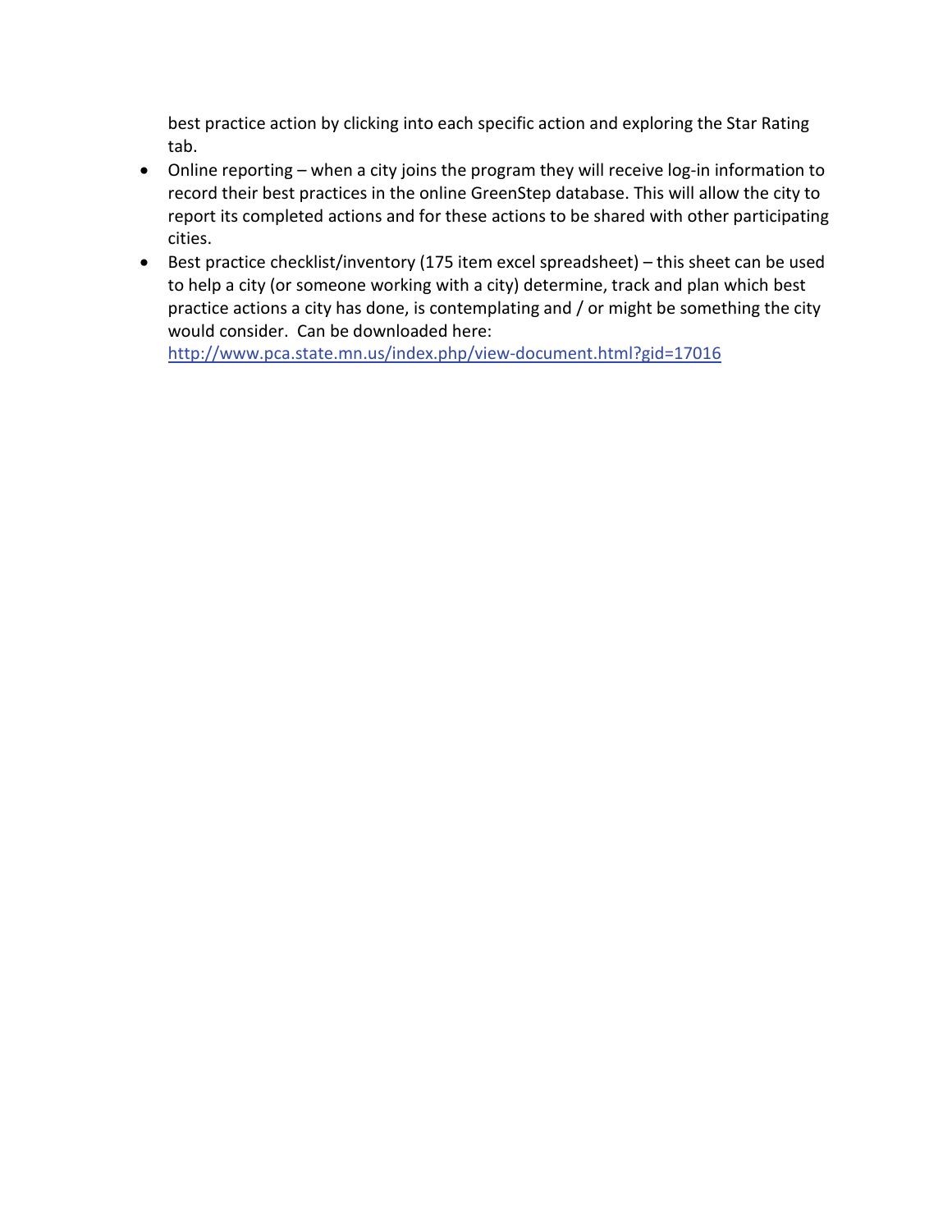best practice action by clicking into each specific action and exploring the Star Rating tab.

- Online reporting – when a city joins the program they will receive log-in information to record their best practices in the online GreenStep database. This will allow the city to report its completed actions and for these actions to be shared with other participating cities.
- Best practice checklist/inventory (175 item excel spreadsheet) – this sheet can be used to help a city (or someone working with a city) determine, track and plan which best practice actions a city has done, is contemplating and / or might be something the city would consider. Can be downloaded here: [http://www.pca.state.mn.us/index.php/view-document.html?gid=17016](http://www.pca.state.mn.us/index.php/view-document.html?gid=17016)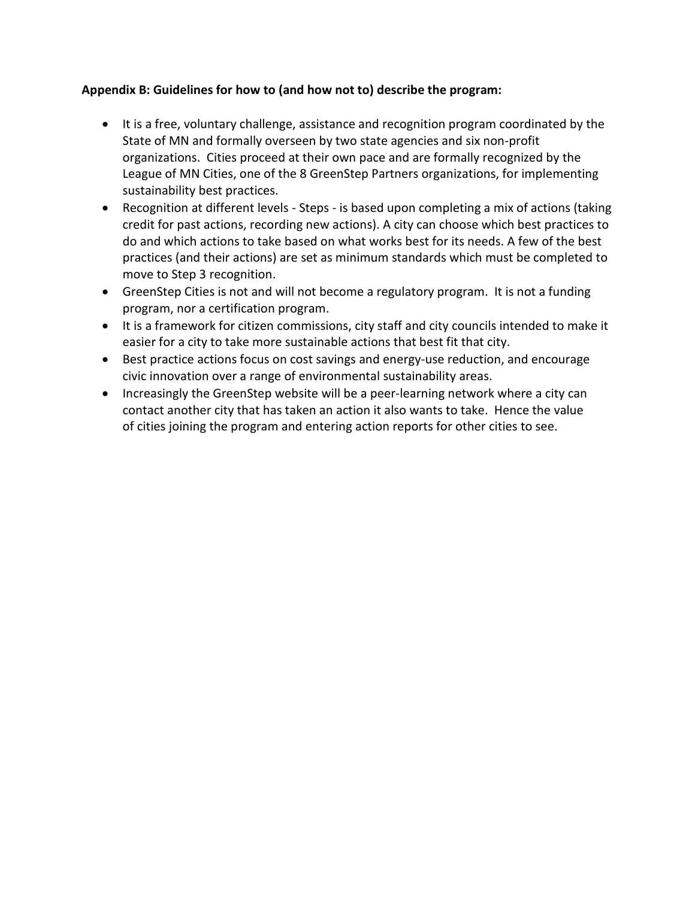**Appendix B: Guidelines for how to (and how not to) describe the program:**

- It is a free, voluntary challenge, assistance and recognition program coordinated by the State of MN and formally overseen by two state agencies and six non-profit organizations. Cities proceed at their own pace and are formally recognized by the League of MN Cities, one of the 8 GreenStep Partners organizations, for implementing sustainability best practices.
- Recognition at different levels - Steps - is based upon completing a mix of actions (taking credit for past actions, recording new actions). A city can choose which best practices to do and which actions to take based on what works best for its needs. A few of the best practices (and their actions) are set as minimum standards which must be completed to move to Step 3 recognition.
- GreenStep Cities is not and will not become a regulatory program. It is not a funding program, nor a certification program.
- It is a framework for citizen commissions, city staff and city councils intended to make it easier for a city to take more sustainable actions that best fit that city.
- Best practice actions focus on cost savings and energy-use reduction, and encourage civic innovation over a range of environmental sustainability areas.
- Increasingly the GreenStep website will be a peer-learning network where a city can contact another city that has taken an action it also wants to take. Hence the value of cities joining the program and entering action reports for other cities to see.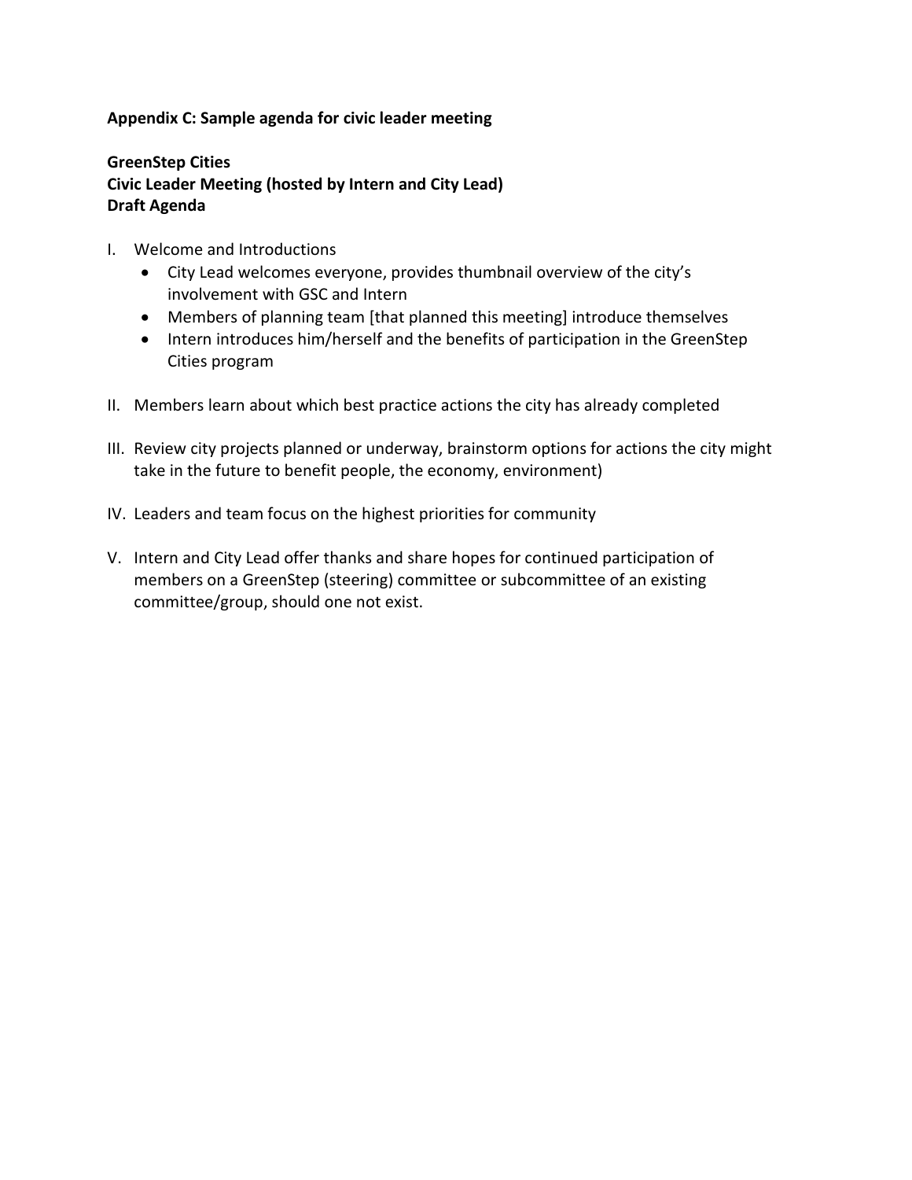**Appendix C: Sample agenda for civic leader meeting**

**GreenStep Cities**
**Civic Leader Meeting (hosted by Intern and City Lead)**
**Draft Agenda**

I. Welcome and Introductions
   - City Lead welcomes everyone, provides thumbnail overview of the city's involvement with GSC and Intern
   - Members of planning team [that planned this meeting] introduce themselves
   - Intern introduces him/herself and the benefits of participation in the GreenStep Cities program

II. Members learn about which best practice actions the city has already completed

III. Review city projects planned or underway, brainstorm options for actions the city might take in the future to benefit people, the economy, environment)

IV. Leaders and team focus on the highest priorities for community

V. Intern and City Lead offer thanks and share hopes for continued participation of members on a GreenStep (steering) committee or subcommittee of an existing committee/group, should one not exist.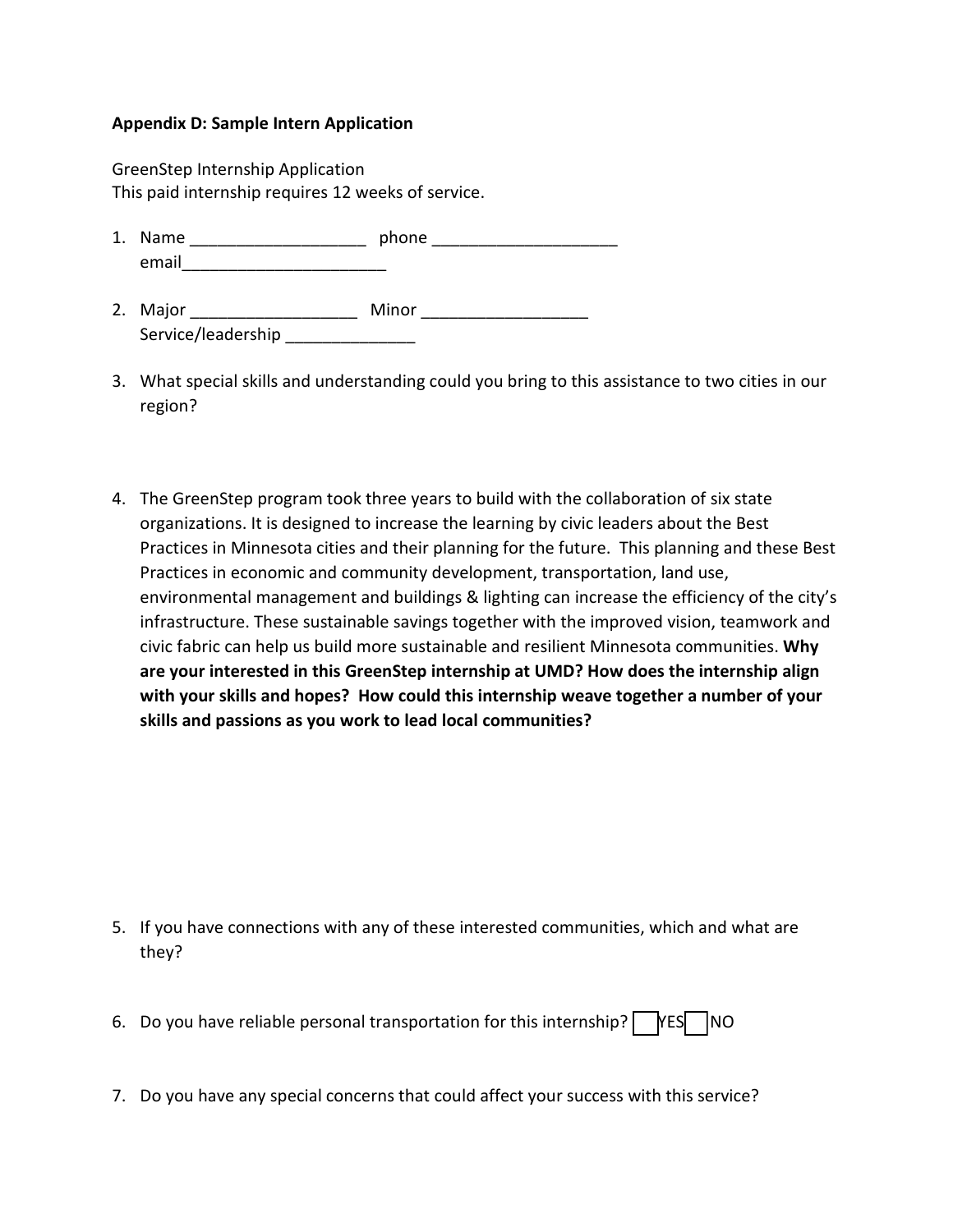**Appendix D: Sample Intern Application**

GreenStep Internship Application
This paid internship requires 12 weeks of service.

1. Name ___________________ phone ____________________
   email______________________

2. Major __________________ Minor __________________
   Service/leadership ______________

3. What special skills and understanding could you bring to this assistance to two cities in our region?

4. The GreenStep program took three years to build with the collaboration of six state organizations. It is designed to increase the learning by civic leaders about the Best Practices in Minnesota cities and their planning for the future. This planning and these Best Practices in economic and community development, transportation, land use, environmental management and buildings & lighting can increase the efficiency of the city's infrastructure. These sustainable savings together with the improved vision, teamwork and civic fabric can help us build more sustainable and resilient Minnesota communities. **Why are your interested in this GreenStep internship at UMD? How does the internship align with your skills and hopes? How could this internship weave together a number of your skills and passions as you work to lead local communities?**

5. If you have connections with any of these interested communities, which and what are they?

6. Do you have reliable personal transportation for this internship? ☐ YES ☐ NO

7. Do you have any special concerns that could affect your success with this service?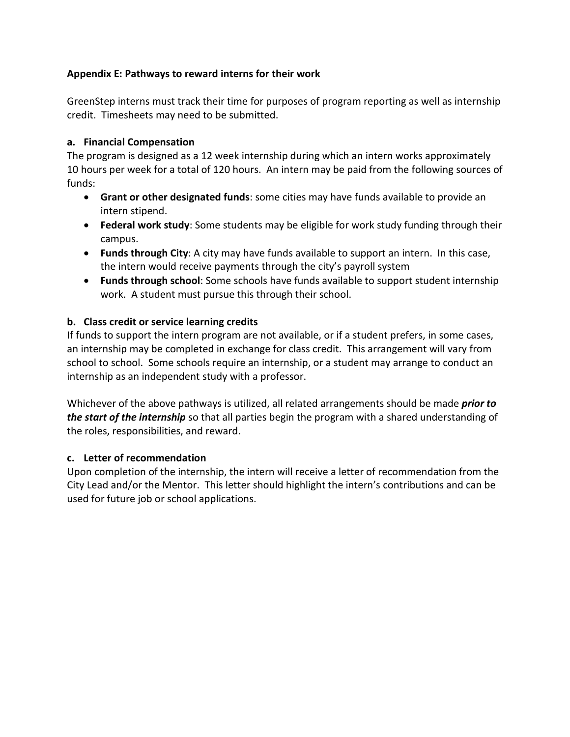**Appendix E: Pathways to reward interns for their work**

GreenStep interns must track their time for purposes of program reporting as well as internship credit. Timesheets may need to be submitted.

**a. Financial Compensation**

The program is designed as a 12 week internship during which an intern works approximately 10 hours per week for a total of 120 hours. An intern may be paid from the following sources of funds:

- **Grant or other designated funds**: some cities may have funds available to provide an intern stipend.
- **Federal work study**: Some students may be eligible for work study funding through their campus.
- **Funds through City**: A city may have funds available to support an intern. In this case, the intern would receive payments through the city's payroll system
- **Funds through school**: Some schools have funds available to support student internship work. A student must pursue this through their school.

**b. Class credit or service learning credits**

If funds to support the intern program are not available, or if a student prefers, in some cases, an internship may be completed in exchange for class credit. This arrangement will vary from school to school. Some schools require an internship, or a student may arrange to conduct an internship as an independent study with a professor.

Whichever of the above pathways is utilized, all related arrangements should be made ***prior to the start of the internship*** so that all parties begin the program with a shared understanding of the roles, responsibilities, and reward.

**c. Letter of recommendation**

Upon completion of the internship, the intern will receive a letter of recommendation from the City Lead and/or the Mentor. This letter should highlight the intern's contributions and can be used for future job or school applications.